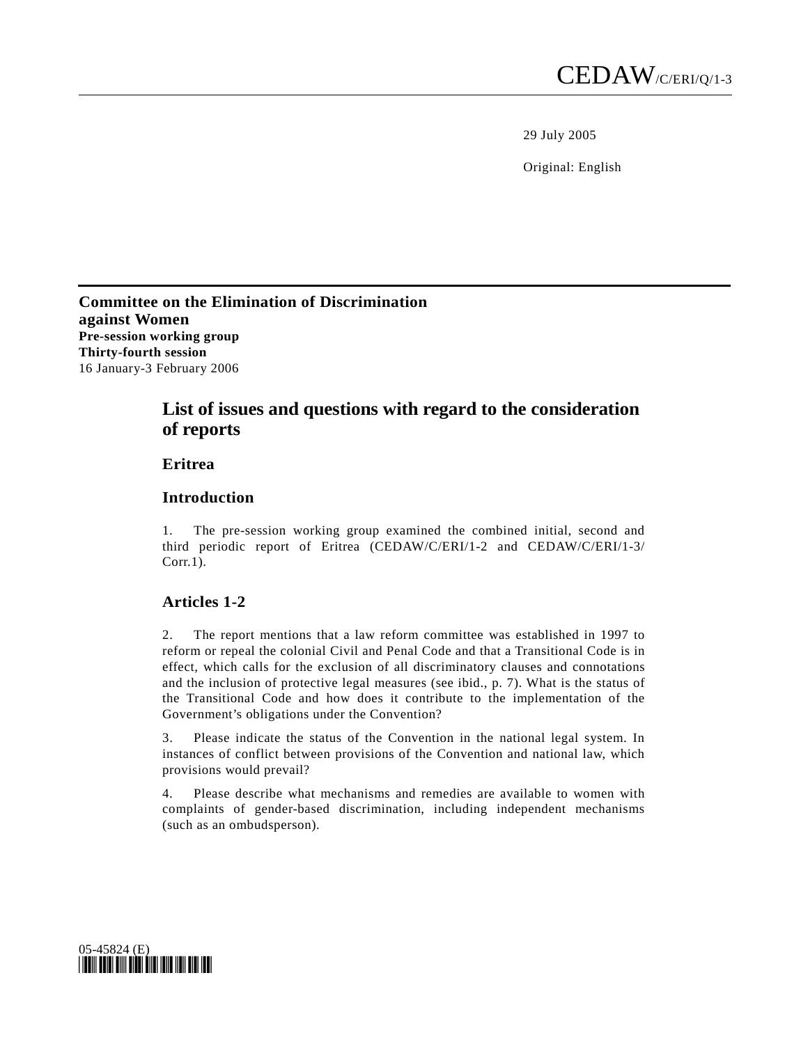CEDAW/C/ERI/Q/1-3

29 July 2005

Original: English

**Committee on the Elimination of Discrimination against Women**
**Pre-session working group**
**Thirty-fourth session**
16 January-3 February 2006

# List of issues and questions with regard to the consideration of reports

## Eritrea

## Introduction

1. The pre-session working group examined the combined initial, second and third periodic report of Eritrea (CEDAW/C/ERI/1-2 and CEDAW/C/ERI/1-3/Corr.1).

## Articles 1-2

2. The report mentions that a law reform committee was established in 1997 to reform or repeal the colonial Civil and Penal Code and that a Transitional Code is in effect, which calls for the exclusion of all discriminatory clauses and connotations and the inclusion of protective legal measures (see ibid., p. 7). What is the status of the Transitional Code and how does it contribute to the implementation of the Government's obligations under the Convention?

3. Please indicate the status of the Convention in the national legal system. In instances of conflict between provisions of the Convention and national law, which provisions would prevail?

4. Please describe what mechanisms and remedies are available to women with complaints of gender-based discrimination, including independent mechanisms (such as an ombudsperson).

05-45824 (E)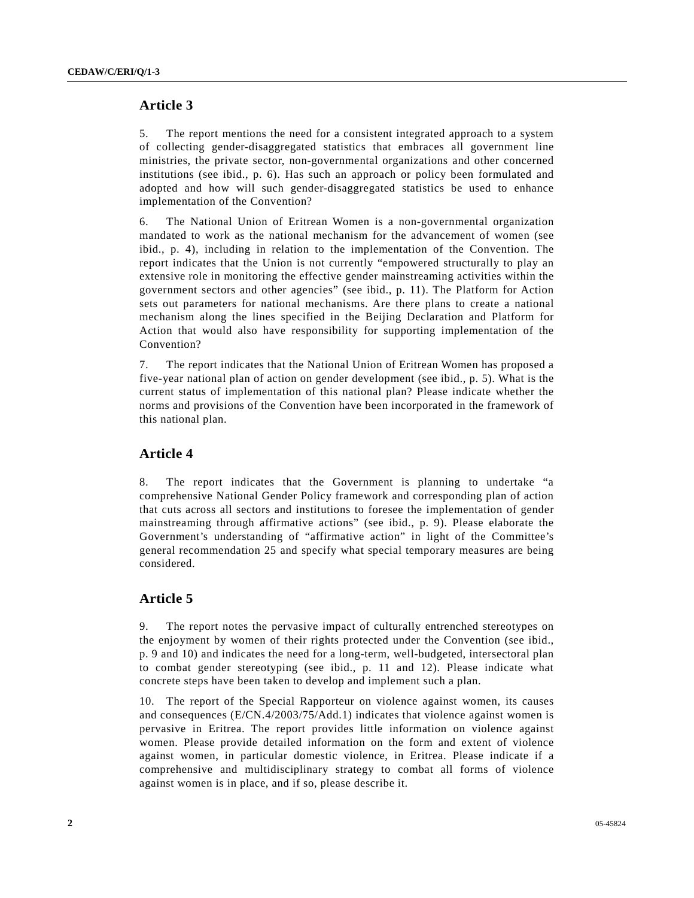## Article 3

5. The report mentions the need for a consistent integrated approach to a system of collecting gender-disaggregated statistics that embraces all government line ministries, the private sector, non-governmental organizations and other concerned institutions (see ibid., p. 6). Has such an approach or policy been formulated and adopted and how will such gender-disaggregated statistics be used to enhance implementation of the Convention?

6. The National Union of Eritrean Women is a non-governmental organization mandated to work as the national mechanism for the advancement of women (see ibid., p. 4), including in relation to the implementation of the Convention. The report indicates that the Union is not currently "empowered structurally to play an extensive role in monitoring the effective gender mainstreaming activities within the government sectors and other agencies" (see ibid., p. 11). The Platform for Action sets out parameters for national mechanisms. Are there plans to create a national mechanism along the lines specified in the Beijing Declaration and Platform for Action that would also have responsibility for supporting implementation of the Convention?

7. The report indicates that the National Union of Eritrean Women has proposed a five-year national plan of action on gender development (see ibid., p. 5). What is the current status of implementation of this national plan? Please indicate whether the norms and provisions of the Convention have been incorporated in the framework of this national plan.

## Article 4

8. The report indicates that the Government is planning to undertake "a comprehensive National Gender Policy framework and corresponding plan of action that cuts across all sectors and institutions to foresee the implementation of gender mainstreaming through affirmative actions" (see ibid., p. 9). Please elaborate the Government's understanding of "affirmative action" in light of the Committee's general recommendation 25 and specify what special temporary measures are being considered.

## Article 5

9. The report notes the pervasive impact of culturally entrenched stereotypes on the enjoyment by women of their rights protected under the Convention (see ibid., p. 9 and 10) and indicates the need for a long-term, well-budgeted, intersectoral plan to combat gender stereotyping (see ibid., p. 11 and 12). Please indicate what concrete steps have been taken to develop and implement such a plan.

10. The report of the Special Rapporteur on violence against women, its causes and consequences (E/CN.4/2003/75/Add.1) indicates that violence against women is pervasive in Eritrea. The report provides little information on violence against women. Please provide detailed information on the form and extent of violence against women, in particular domestic violence, in Eritrea. Please indicate if a comprehensive and multidisciplinary strategy to combat all forms of violence against women is in place, and if so, please describe it.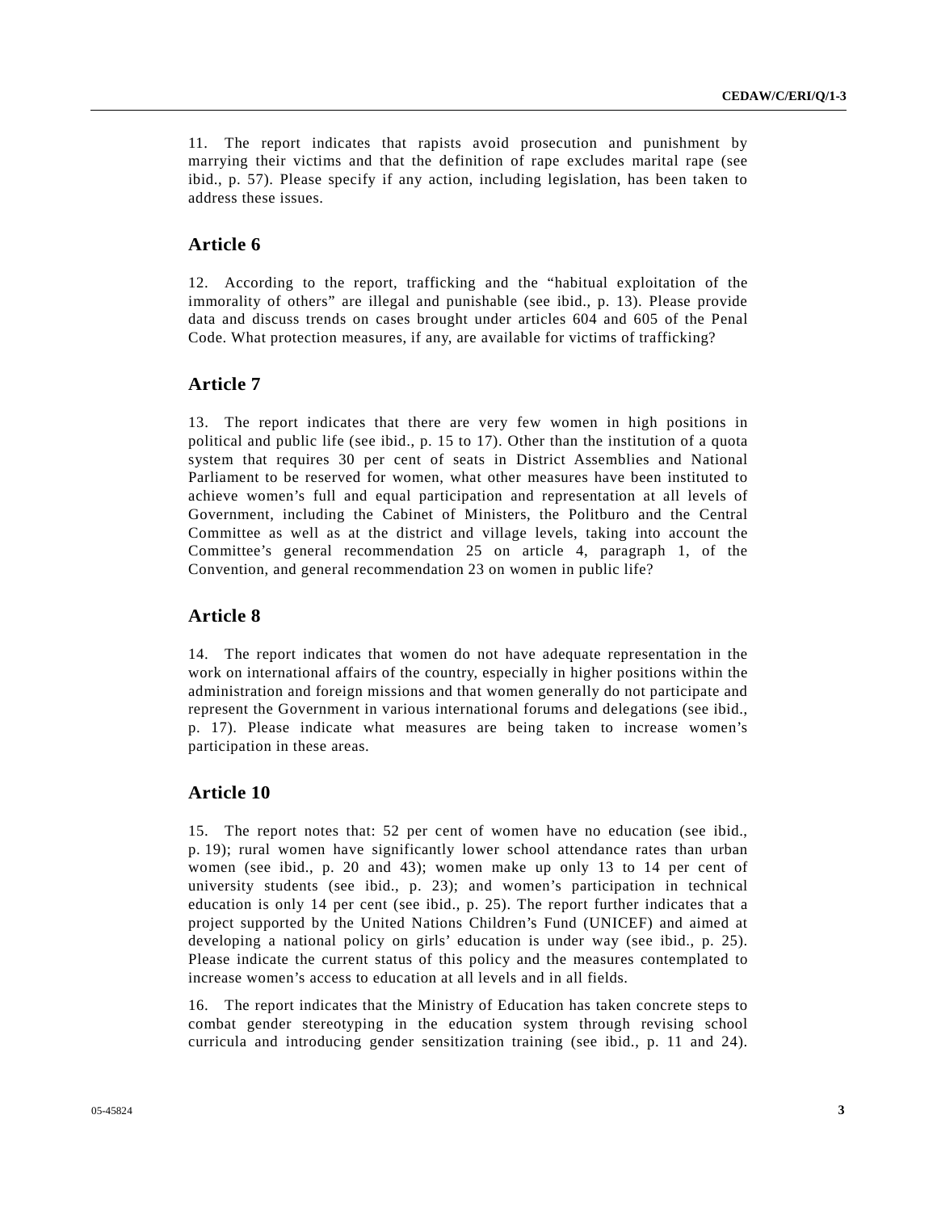11. The report indicates that rapists avoid prosecution and punishment by marrying their victims and that the definition of rape excludes marital rape (see ibid., p. 57). Please specify if any action, including legislation, has been taken to address these issues.

## Article 6

12. According to the report, trafficking and the "habitual exploitation of the immorality of others" are illegal and punishable (see ibid., p. 13). Please provide data and discuss trends on cases brought under articles 604 and 605 of the Penal Code. What protection measures, if any, are available for victims of trafficking?

## Article 7

13. The report indicates that there are very few women in high positions in political and public life (see ibid., p. 15 to 17). Other than the institution of a quota system that requires 30 per cent of seats in District Assemblies and National Parliament to be reserved for women, what other measures have been instituted to achieve women's full and equal participation and representation at all levels of Government, including the Cabinet of Ministers, the Politburo and the Central Committee as well as at the district and village levels, taking into account the Committee's general recommendation 25 on article 4, paragraph 1, of the Convention, and general recommendation 23 on women in public life?

## Article 8

14. The report indicates that women do not have adequate representation in the work on international affairs of the country, especially in higher positions within the administration and foreign missions and that women generally do not participate and represent the Government in various international forums and delegations (see ibid., p. 17). Please indicate what measures are being taken to increase women's participation in these areas.

## Article 10

15. The report notes that: 52 per cent of women have no education (see ibid., p. 19); rural women have significantly lower school attendance rates than urban women (see ibid., p. 20 and 43); women make up only 13 to 14 per cent of university students (see ibid., p. 23); and women's participation in technical education is only 14 per cent (see ibid., p. 25). The report further indicates that a project supported by the United Nations Children's Fund (UNICEF) and aimed at developing a national policy on girls' education is under way (see ibid., p. 25). Please indicate the current status of this policy and the measures contemplated to increase women's access to education at all levels and in all fields.

16. The report indicates that the Ministry of Education has taken concrete steps to combat gender stereotyping in the education system through revising school curricula and introducing gender sensitization training (see ibid., p. 11 and 24).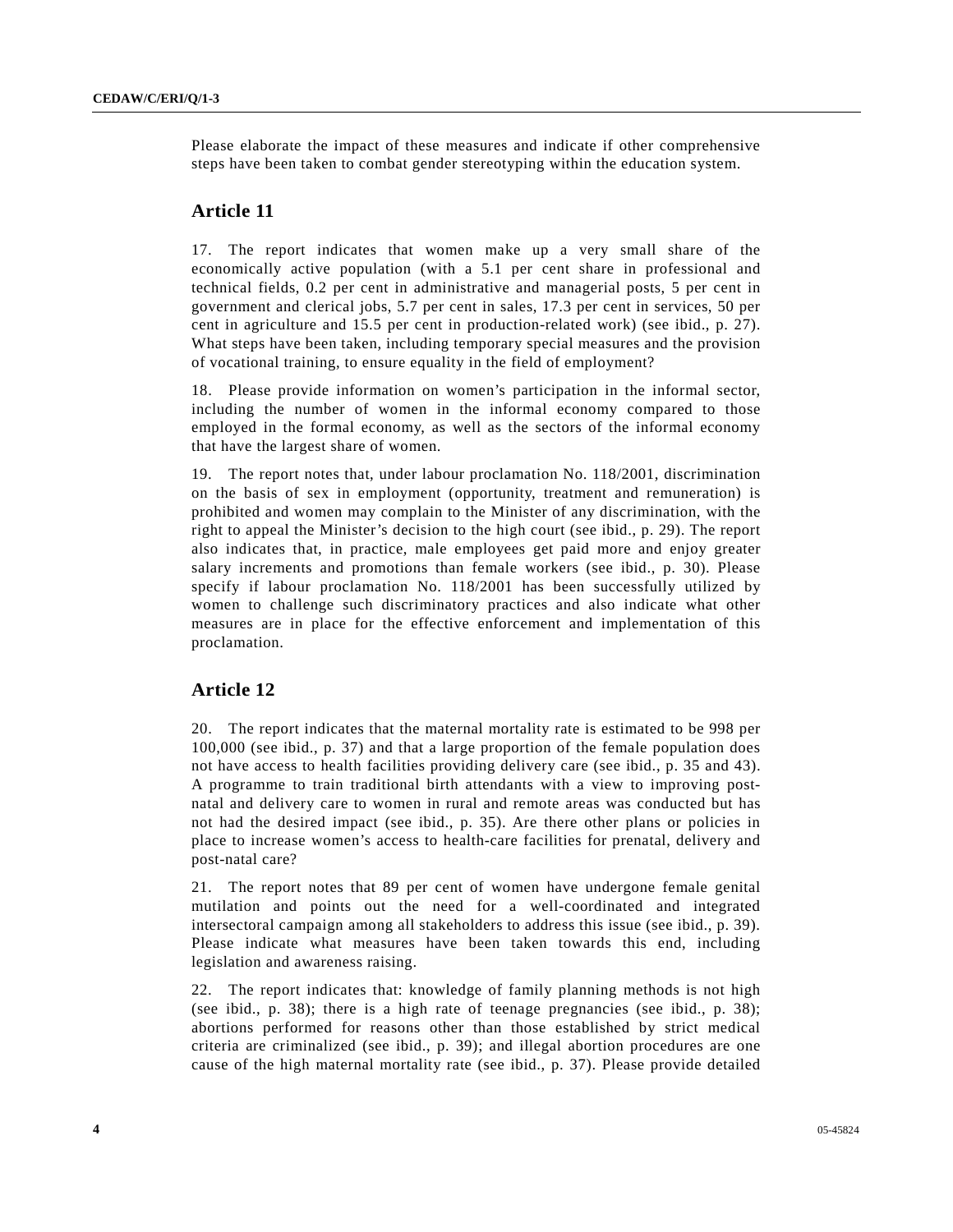Please elaborate the impact of these measures and indicate if other comprehensive steps have been taken to combat gender stereotyping within the education system.

## Article 11

17. The report indicates that women make up a very small share of the economically active population (with a 5.1 per cent share in professional and technical fields, 0.2 per cent in administrative and managerial posts, 5 per cent in government and clerical jobs, 5.7 per cent in sales, 17.3 per cent in services, 50 per cent in agriculture and 15.5 per cent in production-related work) (see ibid., p. 27). What steps have been taken, including temporary special measures and the provision of vocational training, to ensure equality in the field of employment?

18. Please provide information on women's participation in the informal sector, including the number of women in the informal economy compared to those employed in the formal economy, as well as the sectors of the informal economy that have the largest share of women.

19. The report notes that, under labour proclamation No. 118/2001, discrimination on the basis of sex in employment (opportunity, treatment and remuneration) is prohibited and women may complain to the Minister of any discrimination, with the right to appeal the Minister's decision to the high court (see ibid., p. 29). The report also indicates that, in practice, male employees get paid more and enjoy greater salary increments and promotions than female workers (see ibid., p. 30). Please specify if labour proclamation No. 118/2001 has been successfully utilized by women to challenge such discriminatory practices and also indicate what other measures are in place for the effective enforcement and implementation of this proclamation.

## Article 12

20. The report indicates that the maternal mortality rate is estimated to be 998 per 100,000 (see ibid., p. 37) and that a large proportion of the female population does not have access to health facilities providing delivery care (see ibid., p. 35 and 43). A programme to train traditional birth attendants with a view to improving post-natal and delivery care to women in rural and remote areas was conducted but has not had the desired impact (see ibid., p. 35). Are there other plans or policies in place to increase women's access to health-care facilities for prenatal, delivery and post-natal care?

21. The report notes that 89 per cent of women have undergone female genital mutilation and points out the need for a well-coordinated and integrated intersectoral campaign among all stakeholders to address this issue (see ibid., p. 39). Please indicate what measures have been taken towards this end, including legislation and awareness raising.

22. The report indicates that: knowledge of family planning methods is not high (see ibid., p. 38); there is a high rate of teenage pregnancies (see ibid., p. 38); abortions performed for reasons other than those established by strict medical criteria are criminalized (see ibid., p. 39); and illegal abortion procedures are one cause of the high maternal mortality rate (see ibid., p. 37). Please provide detailed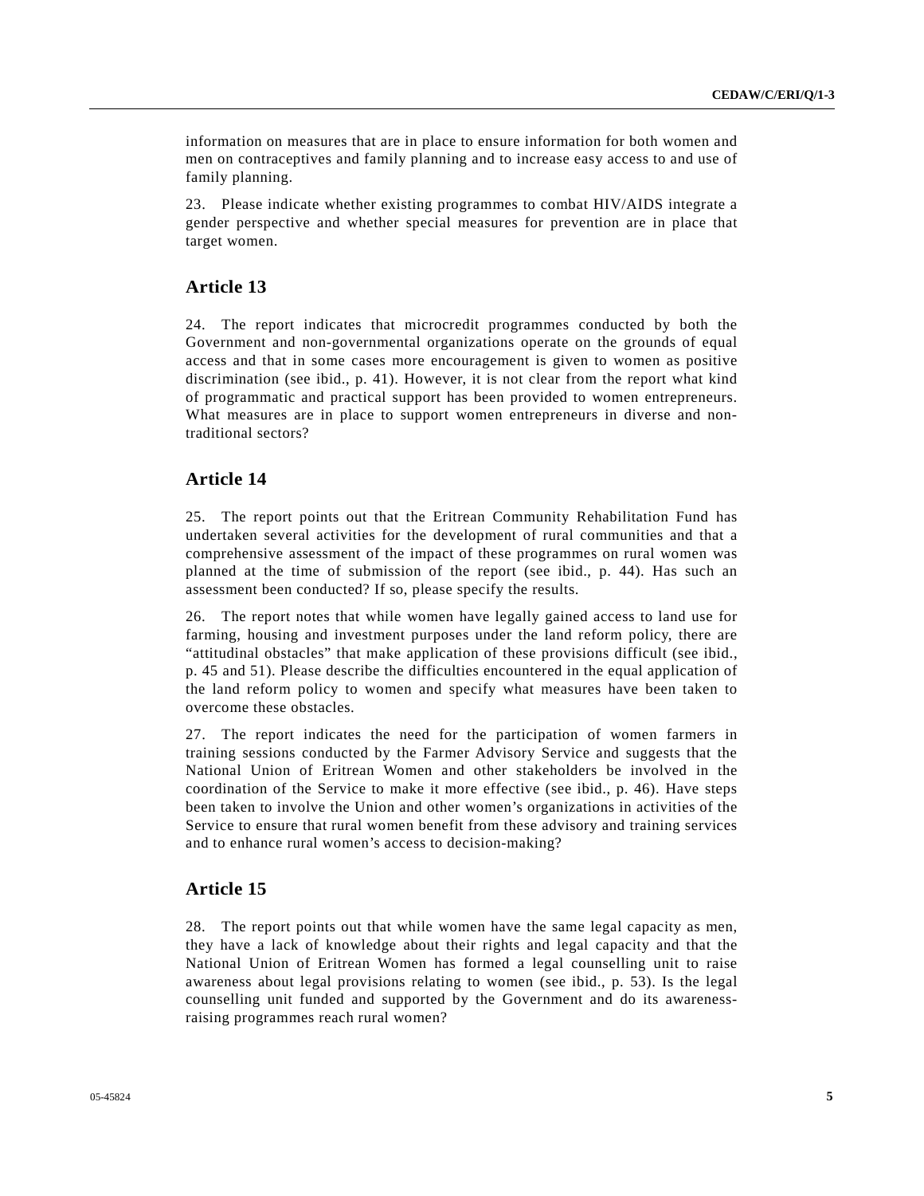information on measures that are in place to ensure information for both women and men on contraceptives and family planning and to increase easy access to and use of family planning.

23. Please indicate whether existing programmes to combat HIV/AIDS integrate a gender perspective and whether special measures for prevention are in place that target women.

## Article 13

24. The report indicates that microcredit programmes conducted by both the Government and non-governmental organizations operate on the grounds of equal access and that in some cases more encouragement is given to women as positive discrimination (see ibid., p. 41). However, it is not clear from the report what kind of programmatic and practical support has been provided to women entrepreneurs. What measures are in place to support women entrepreneurs in diverse and non-traditional sectors?

## Article 14

25. The report points out that the Eritrean Community Rehabilitation Fund has undertaken several activities for the development of rural communities and that a comprehensive assessment of the impact of these programmes on rural women was planned at the time of submission of the report (see ibid., p. 44). Has such an assessment been conducted? If so, please specify the results.

26. The report notes that while women have legally gained access to land use for farming, housing and investment purposes under the land reform policy, there are "attitudinal obstacles" that make application of these provisions difficult (see ibid., p. 45 and 51). Please describe the difficulties encountered in the equal application of the land reform policy to women and specify what measures have been taken to overcome these obstacles.

27. The report indicates the need for the participation of women farmers in training sessions conducted by the Farmer Advisory Service and suggests that the National Union of Eritrean Women and other stakeholders be involved in the coordination of the Service to make it more effective (see ibid., p. 46). Have steps been taken to involve the Union and other women's organizations in activities of the Service to ensure that rural women benefit from these advisory and training services and to enhance rural women's access to decision-making?

## Article 15

28. The report points out that while women have the same legal capacity as men, they have a lack of knowledge about their rights and legal capacity and that the National Union of Eritrean Women has formed a legal counselling unit to raise awareness about legal provisions relating to women (see ibid., p. 53). Is the legal counselling unit funded and supported by the Government and do its awareness-raising programmes reach rural women?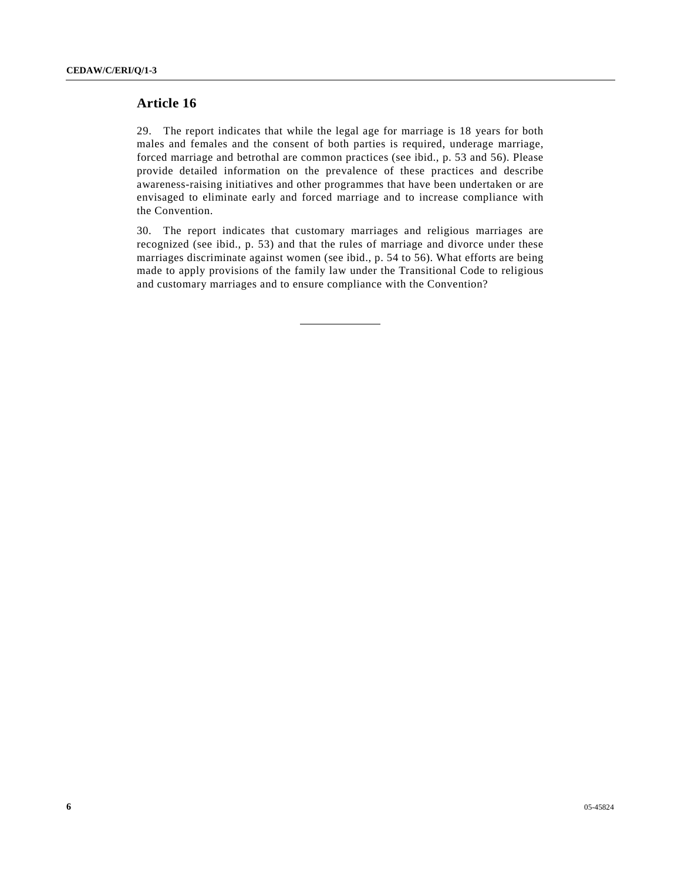## Article 16

29. The report indicates that while the legal age for marriage is 18 years for both males and females and the consent of both parties is required, underage marriage, forced marriage and betrothal are common practices (see ibid., p. 53 and 56). Please provide detailed information on the prevalence of these practices and describe awareness-raising initiatives and other programmes that have been undertaken or are envisaged to eliminate early and forced marriage and to increase compliance with the Convention.

30. The report indicates that customary marriages and religious marriages are recognized (see ibid., p. 53) and that the rules of marriage and divorce under these marriages discriminate against women (see ibid., p. 54 to 56). What efforts are being made to apply provisions of the family law under the Transitional Code to religious and customary marriages and to ensure compliance with the Convention?